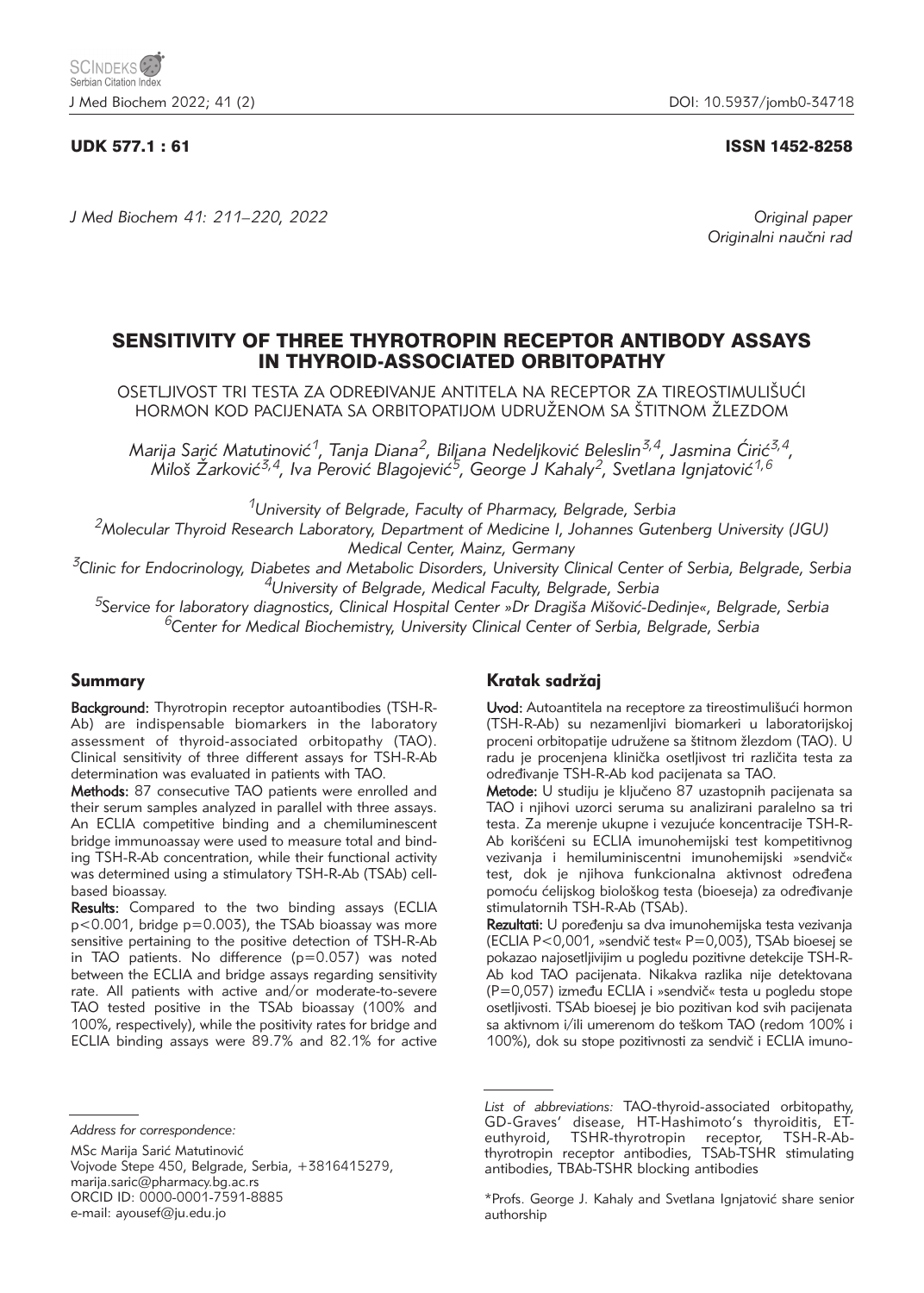UDK 577.1 : 61 ISSN 1452-8258

*Original paper*
*Originalni naučni rad*

# SENSITIVITY OF THREE THYROTROPIN RECEPTOR ANTIBODY ASSAYS IN THYROID-ASSOCIATED ORBITOPATHY

OSETLJIVOST TRI TESTA ZA ODREĐIVANJE ANTITELA NA RECEPTOR ZA TIREOSTIMULIŠUĆI HORMON KOD PACIJENATA SA ORBITOPATIJOM UDRUŽENOM SA ŠTITNOM ŽLEZDOM

*Marija Sarić Matutinović[1], Tanja Diana[2], Biljana Nedeljković Beleslin[3,4], Jasmina Ćirić[3,4], Miloš Žarković[3,4], Iva Perović Blagojević[5], George J Kahaly[2], Svetlana Ignjatović[1,6]*

[1]*University of Belgrade, Faculty of Pharmacy, Belgrade, Serbia*
[2]*Molecular Thyroid Research Laboratory, Department of Medicine I, Johannes Gutenberg University (JGU) Medical Center, Mainz, Germany*
[3]*Clinic for Endocrinology, Diabetes and Metabolic Disorders, University Clinical Center of Serbia, Belgrade, Serbia*
[4]*University of Belgrade, Medical Faculty, Belgrade, Serbia*
[5]*Service for laboratory diagnostics, Clinical Hospital Center »Dr Dragiša Mišović-Dedinje«, Belgrade, Serbia*
[6]*Center for Medical Biochemistry, University Clinical Center of Serbia, Belgrade, Serbia*

## Summary

**Background:** Thyrotropin receptor autoantibodies (TSH-R-Ab) are indispensable biomarkers in the laboratory assessment of thyroid-associated orbitopathy (TAO). Clinical sensitivity of three different assays for TSH-R-Ab determination was evaluated in patients with TAO.

**Methods:** 87 consecutive TAO patients were enrolled and their serum samples analyzed in parallel with three assays. An ECLIA competitive binding and a chemiluminescent bridge immunoassay were used to measure total and binding TSH-R-Ab concentration, while their functional activity was determined using a stimulatory TSH-R-Ab (TSAb) cell-based bioassay.

**Results:** Compared to the two binding assays (ECLIA $p<0.001$, bridge $p=0.003$), the TSAb bioassay was more sensitive pertaining to the positive detection of TSH-R-Ab in TAO patients. No difference ($p=0.057$) was noted between the ECLIA and bridge assays regarding sensitivity rate. All patients with active and/or moderate-to-severe TAO tested positive in the TSAb bioassay (100% and 100%, respectively), while the positivity rates for bridge and ECLIA binding assays were 89.7% and 82.1% for active

## Kratak sadržaj

**Uvod:** Autoantitela na receptore za tireostimulišući hormon (TSH-R-Ab) su nezamenljivi biomarkeri u laboratorijskoj proceni orbitopatije udružene sa štitnom žlezdom (TAO). U radu je procenjena klinička osetljivost tri različita testa za određivanje TSH-R-Ab kod pacijenata sa TAO.

**Metode:** U studiju je ključeno 87 uzastopnih pacijenata sa TAO i njihovi uzorci seruma su analizirani paralelno sa tri testa. Za merenje ukupne i vezujuće koncentracije TSH-R-Ab korišćeni su ECLIA imunohemijski test kompetitivnog vezivanja i hemiluminiscentni imunohemijski »sendvič« test, dok je njihova funkcionalna aktivnost određena pomoću ćelijskog biološkog testa (bioeseja) za određivanje stimulatornih TSH-R-Ab (TSAb).

**Rezultati:** U poređenju sa dva imunohemijska testa vezivanja (ECLIA $P<0{,}001$, »sendvič test« $P=0{,}003$), TSAb biosej se pokazao najosetljivijim u pogledu pozitivne detekcije TSH-R-Ab kod TAO pacijenata. Nikakva razlika nije detektovana ($P=0{,}057$) između ECLIA i »sendvič« testa u pogledu stope osetljivosti. TSAb bioesej je bio pozitivan kod svih pacijenata sa aktivnom i/ili umerenom do teškom TAO (redom 100% i 100%), dok su stope pozitivnosti za sendvič i ECLIA imuno-

*Address for correspondence:*

MSc Marija Sarić Matutinović
Vojvode Stepe 450, Belgrade, Serbia, +3816415279,
marija.saric@pharmacy.bg.ac.rs
ORCID ID: 0000-0001-7591-8885
e-mail: ayousef@ju.edu.jo

*List of abbreviations:* TAO-thyroid-associated orbitopathy, GD-Graves' disease, HT-Hashimoto's thyroiditis, ET-euthyroid, TSHR-thyrotropin receptor, TSH-R-Ab-thyrotropin receptor antibodies, TSAb-TSHR stimulating antibodies, TBAb-TSHR blocking antibodies

*Profs. George J. Kahaly and Svetlana Ignjatović share senior authorship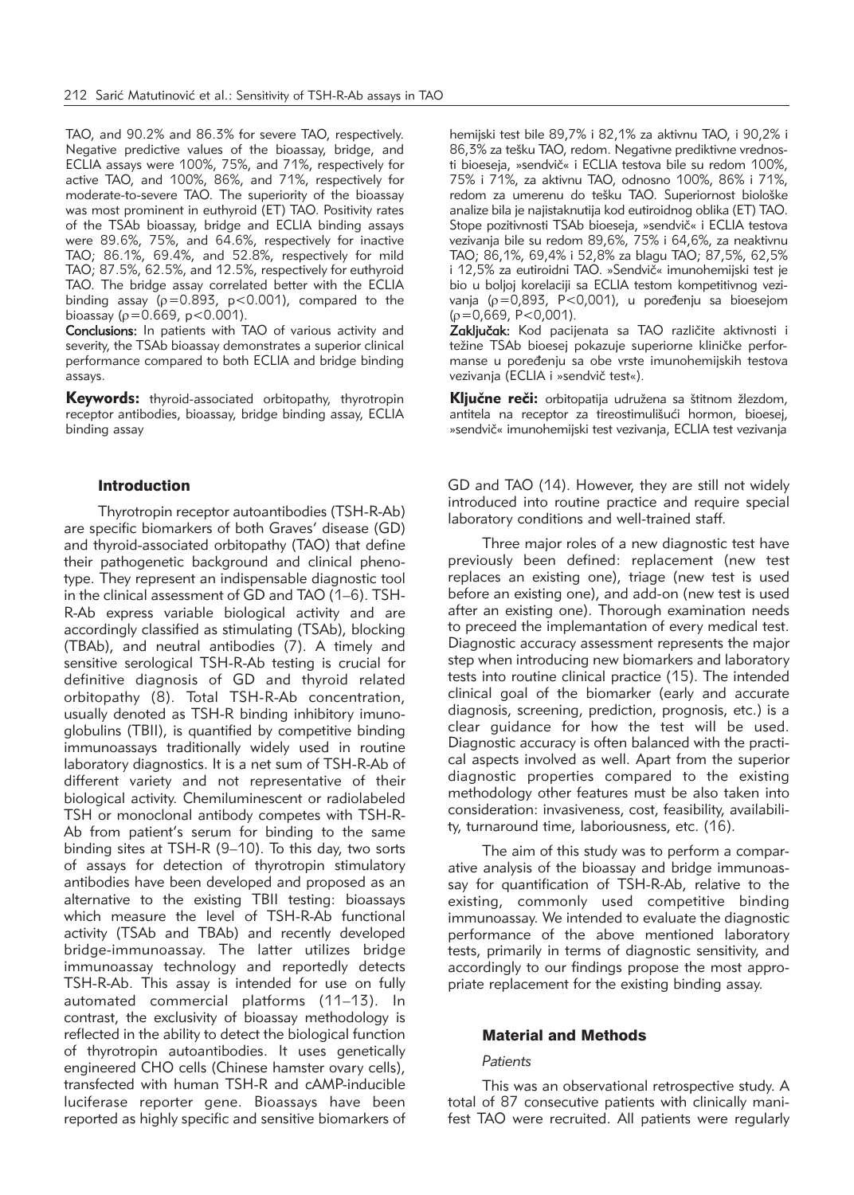TAO, and 90.2% and 86.3% for severe TAO, respectively. Negative predictive values of the bioassay, bridge, and ECLIA assays were 100%, 75%, and 71%, respectively for active TAO, and 100%, 86%, and 71%, respectively for moderate-to-severe TAO. The superiority of the bioassay was most prominent in euthyroid (ET) TAO. Positivity rates of the TSAb bioassay, bridge and ECLIA binding assays were 89.6%, 75%, and 64.6%, respectively for inactive TAO; 86.1%, 69.4%, and 52.8%, respectively for mild TAO; 87.5%, 62.5%, and 12.5%, respectively for euthyroid TAO. The bridge assay correlated better with the ECLIA binding assay ($\rho=0.893$, $p<0.001$), compared to the bioassay ($\rho=0.669$, $p<0.001$).

**Conclusions:** In patients with TAO of various activity and severity, the TSAb bioassay demonstrates a superior clinical performance compared to both ECLIA and bridge binding assays.

**Keywords:** thyroid-associated orbitopathy, thyrotropin receptor antibodies, bioassay, bridge binding assay, ECLIA binding assay

hemijski test bile 89,7% i 82,1% za aktivnu TAO, i 90,2% i 86,3% za tešku TAO, redom. Negativne prediktivne vrednosti bioeseja, »sendvič« i ECLIA testova bile su redom 100%, 75% i 71%, za aktivnu TAO, odnosno 100%, 86% i 71%, redom za umerenu do tešku TAO. Superiornost biološke analize bila je najistaknutija kod eutiroidnog oblika (ET) TAO. Stope pozitivnosti TSAb bioeseja, »sendvič« i ECLIA testova vezivanja bile su redom 89,6%, 75% i 64,6%, za neaktivnu TAO; 86,1%, 69,4% i 52,8% za blagu TAO; 87,5%, 62,5% i 12,5% za eutiroidni TAO. »Sendvič« imunohemijski test je bio u boljoj korelaciji sa ECLIA testom kompetitivnog vezivanja ($\rho=0,893$, $P<0,001$), u poređenju sa bioesejom ($\rho=0,669$, $P<0,001$).

**Zaključak:** Kod pacijenata sa TAO različite aktivnosti i težine TSAb bioesej pokazuje superiorne kliničke performanse u poređenju sa obe vrste imunohemijskih testova vezivanja (ECLIA i »sendvič test«).

**Ključne reči:** orbitopatija udružena sa štitnom žlezdom, antitela na receptor za tireostimulišući hormon, bioesej, »sendvič« imunohemijski test vezivanja, ECLIA test vezivanja

## Introduction

Thyrotropin receptor autoantibodies (TSH-R-Ab) are specific biomarkers of both Graves' disease (GD) and thyroid-associated orbitopathy (TAO) that define their pathogenetic background and clinical phenotype. They represent an indispensable diagnostic tool in the clinical assessment of GD and TAO (1–6). TSH-R-Ab express variable biological activity and are accordingly classified as stimulating (TSAb), blocking (TBAb), and neutral antibodies (7). A timely and sensitive serological TSH-R-Ab testing is crucial for definitive diagnosis of GD and thyroid related orbitopathy (8). Total TSH-R-Ab concentration, usually denoted as TSH-R binding inhibitory imunoglobulins (TBII), is quantified by competitive binding immunoassays traditionally widely used in routine laboratory diagnostics. It is a net sum of TSH-R-Ab of different variety and not representative of their biological activity. Chemiluminescent or radiolabeled TSH or monoclonal antibody competes with TSH-R-Ab from patient's serum for binding to the same binding sites at TSH-R (9–10). To this day, two sorts of assays for detection of thyrotropin stimulatory antibodies have been developed and proposed as an alternative to the existing TBII testing: bioassays which measure the level of TSH-R-Ab functional activity (TSAb and TBAb) and recently developed bridge-immunoassay. The latter utilizes bridge immunoassay technology and reportedly detects TSH-R-Ab. This assay is intended for use on fully automated commercial platforms (11–13). In contrast, the exclusivity of bioassay methodology is reflected in the ability to detect the biological function of thyrotropin autoantibodies. It uses genetically engineered CHO cells (Chinese hamster ovary cells), transfected with human TSH-R and cAMP-inducible luciferase reporter gene. Bioassays have been reported as highly specific and sensitive biomarkers of GD and TAO (14). However, they are still not widely introduced into routine practice and require special laboratory conditions and well-trained staff.

Three major roles of a new diagnostic test have previously been defined: replacement (new test replaces an existing one), triage (new test is used before an existing one), and add-on (new test is used after an existing one). Thorough examination needs to preceed the implemantation of every medical test. Diagnostic accuracy assessment represents the major step when introducing new biomarkers and laboratory tests into routine clinical practice (15). The intended clinical goal of the biomarker (early and accurate diagnosis, screening, prediction, prognosis, etc.) is a clear guidance for how the test will be used. Diagnostic accuracy is often balanced with the practical aspects involved as well. Apart from the superior diagnostic properties compared to the existing methodology other features must be also taken into consideration: invasiveness, cost, feasibility, availability, turnaround time, laboriousness, etc. (16).

The aim of this study was to perform a comparative analysis of the bioassay and bridge immunoassay for quantification of TSH-R-Ab, relative to the existing, commonly used competitive binding immunoassay. We intended to evaluate the diagnostic performance of the above mentioned laboratory tests, primarily in terms of diagnostic sensitivity, and accordingly to our findings propose the most appropriate replacement for the existing binding assay.

## Material and Methods

### *Patients*

This was an observational retrospective study. A total of 87 consecutive patients with clinically manifest TAO were recruited. All patients were regularly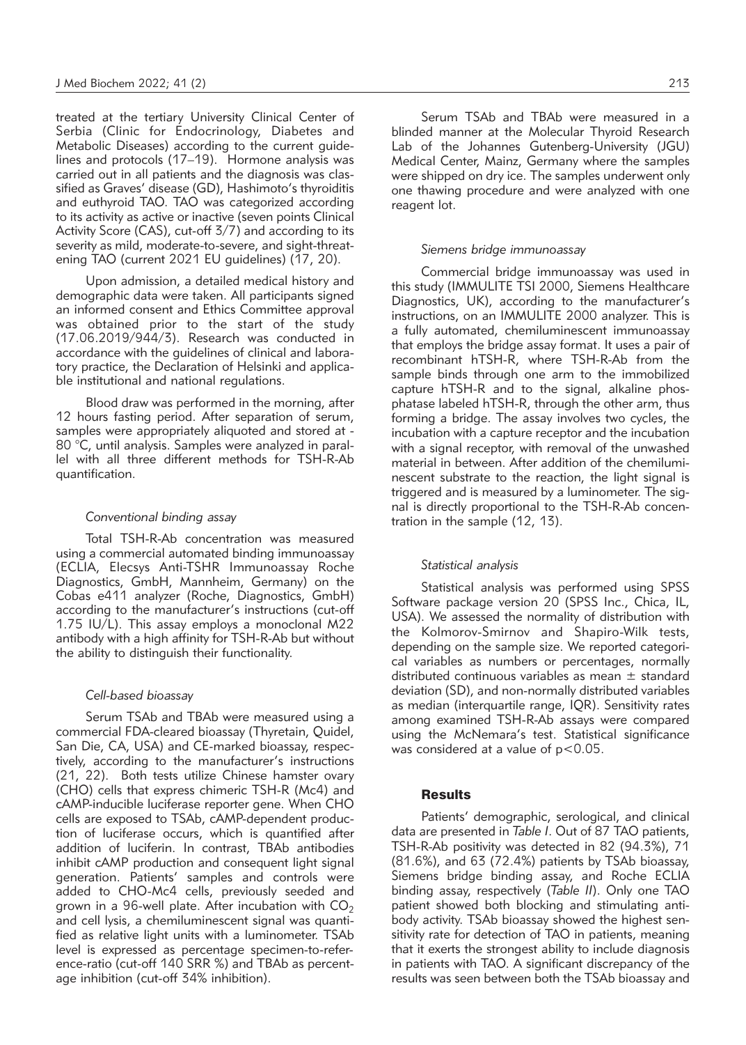treated at the tertiary University Clinical Center of Serbia (Clinic for Endocrinology, Diabetes and Metabolic Diseases) according to the current guidelines and protocols (17–19). Hormone analysis was carried out in all patients and the diagnosis was classified as Graves' disease (GD), Hashimoto's thyroiditis and euthyroid TAO. TAO was categorized according to its activity as active or inactive (seven points Clinical Activity Score (CAS), cut-off 3/7) and according to its severity as mild, moderate-to-severe, and sight-threatening TAO (current 2021 EU guidelines) (17, 20).

Upon admission, a detailed medical history and demographic data were taken. All participants signed an informed consent and Ethics Committee approval was obtained prior to the start of the study (17.06.2019/944/3). Research was conducted in accordance with the guidelines of clinical and laboratory practice, the Declaration of Helsinki and applicable institutional and national regulations.

Blood draw was performed in the morning, after 12 hours fasting period. After separation of serum, samples were appropriately aliquoted and stored at -80 °C, until analysis. Samples were analyzed in parallel with all three different methods for TSH-R-Ab quantification.

### *Conventional binding assay*

Total TSH-R-Ab concentration was measured using a commercial automated binding immunoassay (ECLIA, Elecsys Anti-TSHR Immunoassay Roche Diagnostics, GmbH, Mannheim, Germany) on the Cobas e411 analyzer (Roche, Diagnostics, GmbH) according to the manufacturer's instructions (cut-off 1.75 IU/L). This assay employs a monoclonal M22 antibody with a high affinity for TSH-R-Ab but without the ability to distinguish their functionality.

### *Cell-based bioassay*

Serum TSAb and TBAb were measured using a commercial FDA-cleared bioassay (Thyretain, Quidel, San Die, CA, USA) and CE-marked bioassay, respectively, according to the manufacturer's instructions (21, 22). Both tests utilize Chinese hamster ovary (CHO) cells that express chimeric TSH-R (Mc4) and cAMP-inducible luciferase reporter gene. When CHO cells are exposed to TSAb, cAMP-dependent production of luciferase occurs, which is quantified after addition of luciferin. In contrast, TBAb antibodies inhibit cAMP production and consequent light signal generation. Patients' samples and controls were added to CHO-Mc4 cells, previously seeded and grown in a 96-well plate. After incubation with $CO_2$ and cell lysis, a chemiluminescent signal was quantified as relative light units with a luminometer. TSAb level is expressed as percentage specimen-to-reference-ratio (cut-off 140 SRR %) and TBAb as percentage inhibition (cut-off 34% inhibition).

Serum TSAb and TBAb were measured in a blinded manner at the Molecular Thyroid Research Lab of the Johannes Gutenberg-University (JGU) Medical Center, Mainz, Germany where the samples were shipped on dry ice. The samples underwent only one thawing procedure and were analyzed with one reagent lot.

### *Siemens bridge immunoassay*

Commercial bridge immunoassay was used in this study (IMMULITE TSI 2000, Siemens Healthcare Diagnostics, UK), according to the manufacturer's instructions, on an IMMULITE 2000 analyzer. This is a fully automated, chemiluminescent immunoassay that employs the bridge assay format. It uses a pair of recombinant hTSH-R, where TSH-R-Ab from the sample binds through one arm to the immobilized capture hTSH-R and to the signal, alkaline phosphatase labeled hTSH-R, through the other arm, thus forming a bridge. The assay involves two cycles, the incubation with a capture receptor and the incubation with a signal receptor, with removal of the unwashed material in between. After addition of the chemiluminescent substrate to the reaction, the light signal is triggered and is measured by a luminometer. The signal is directly proportional to the TSH-R-Ab concentration in the sample (12, 13).

### *Statistical analysis*

Statistical analysis was performed using SPSS Software package version 20 (SPSS Inc., Chica, IL, USA). We assessed the normality of distribution with the Kolmorov-Smirnov and Shapiro-Wilk tests, depending on the sample size. We reported categorical variables as numbers or percentages, normally distributed continuous variables as mean ± standard deviation (SD), and non-normally distributed variables as median (interquartile range, IQR). Sensitivity rates among examined TSH-R-Ab assays were compared using the McNemara's test. Statistical significance was considered at a value of $p<0.05$.

## Results

Patients' demographic, serological, and clinical data are presented in *Table I*. Out of 87 TAO patients, TSH-R-Ab positivity was detected in 82 (94.3%), 71 (81.6%), and 63 (72.4%) patients by TSAb bioassay, Siemens bridge binding assay, and Roche ECLIA binding assay, respectively (*Table II*). Only one TAO patient showed both blocking and stimulating antibody activity. TSAb bioassay showed the highest sensitivity rate for detection of TAO in patients, meaning that it exerts the strongest ability to include diagnosis in patients with TAO. A significant discrepancy of the results was seen between both the TSAb bioassay and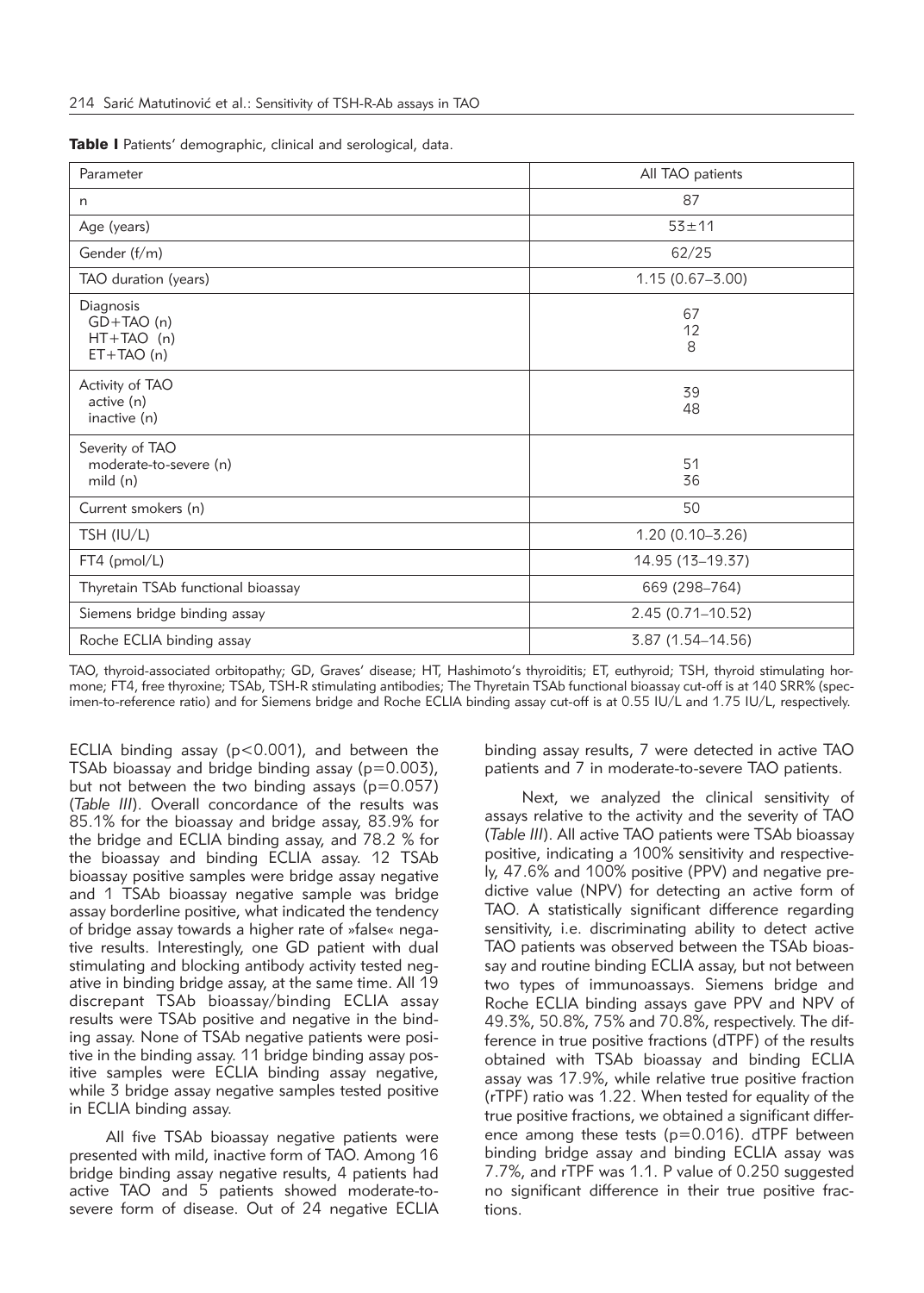**Table I** Patients' demographic, clinical and serological, data.

| Parameter | All TAO patients |
|---|---|
| n | 87 |
| Age (years) | 53±11 |
| Gender (f/m) | 62/25 |
| TAO duration (years) | 1.15 (0.67–3.00) |
| Diagnosis<br>GD+TAO (n)<br>HT+TAO (n)<br>ET+TAO (n) | <br>67<br>12<br>8 |
| Activity of TAO<br>active (n)<br>inactive (n) | <br>39<br>48 |
| Severity of TAO<br>moderate-to-severe (n)<br>mild (n) | <br>51<br>36 |
| Current smokers (n) | 50 |
| TSH (IU/L) | 1.20 (0.10–3.26) |
| FT4 (pmol/L) | 14.95 (13–19.37) |
| Thyretain TSAb functional bioassay | 669 (298–764) |
| Siemens bridge binding assay | 2.45 (0.71–10.52) |
| Roche ECLIA binding assay | 3.87 (1.54–14.56) |

TAO, thyroid-associated orbitopathy; GD, Graves' disease; HT, Hashimoto's thyroiditis; ET, euthyroid; TSH, thyroid stimulating hormone; FT4, free thyroxine; TSAb, TSH-R stimulating antibodies; The Thyretain TSAb functional bioassay cut-off is at 140 SRR% (specimen-to-reference ratio) and for Siemens bridge and Roche ECLIA binding assay cut-off is at 0.55 IU/L and 1.75 IU/L, respectively.

ECLIA binding assay ($p<0.001$), and between the TSAb bioassay and bridge binding assay ($p=0.003$), but not between the two binding assays ($p=0.057$) (*Table III*). Overall concordance of the results was 85.1% for the bioassay and bridge assay, 83.9% for the bridge and ECLIA binding assay, and 78.2 % for the bioassay and binding ECLIA assay. 12 TSAb bioassay positive samples were bridge assay negative and 1 TSAb bioassay negative sample was bridge assay borderline positive, what indicated the tendency of bridge assay towards a higher rate of »false« negative results. Interestingly, one GD patient with dual stimulating and blocking antibody activity tested negative in binding bridge assay, at the same time. All 19 discrepant TSAb bioassay/binding ECLIA assay results were TSAb positive and negative in the binding assay. None of TSAb negative patients were positive in the binding assay. 11 bridge binding assay positive samples were ECLIA binding assay negative, while 3 bridge assay negative samples tested positive in ECLIA binding assay.

All five TSAb bioassay negative patients were presented with mild, inactive form of TAO. Among 16 bridge binding assay negative results, 4 patients had active TAO and 5 patients showed moderate-to-severe form of disease. Out of 24 negative ECLIA binding assay results, 7 were detected in active TAO patients and 7 in moderate-to-severe TAO patients.

Next, we analyzed the clinical sensitivity of assays relative to the activity and the severity of TAO (*Table III*). All active TAO patients were TSAb bioassay positive, indicating a 100% sensitivity and respectively, 47.6% and 100% positive (PPV) and negative predictive value (NPV) for detecting an active form of TAO. A statistically significant difference regarding sensitivity, i.e. discriminating ability to detect active TAO patients was observed between the TSAb bioassay and routine binding ECLIA assay, but not between two types of immunoassays. Siemens bridge and Roche ECLIA binding assays gave PPV and NPV of 49.3%, 50.8%, 75% and 70.8%, respectively. The difference in true positive fractions (dTPF) of the results obtained with TSAb bioassay and binding ECLIA assay was 17.9%, while relative true positive fraction (rTPF) ratio was 1.22. When tested for equality of the true positive fractions, we obtained a significant difference among these tests ($p=0.016$). dTPF between binding bridge assay and binding ECLIA assay was 7.7%, and rTPF was 1.1. P value of 0.250 suggested no significant difference in their true positive fractions.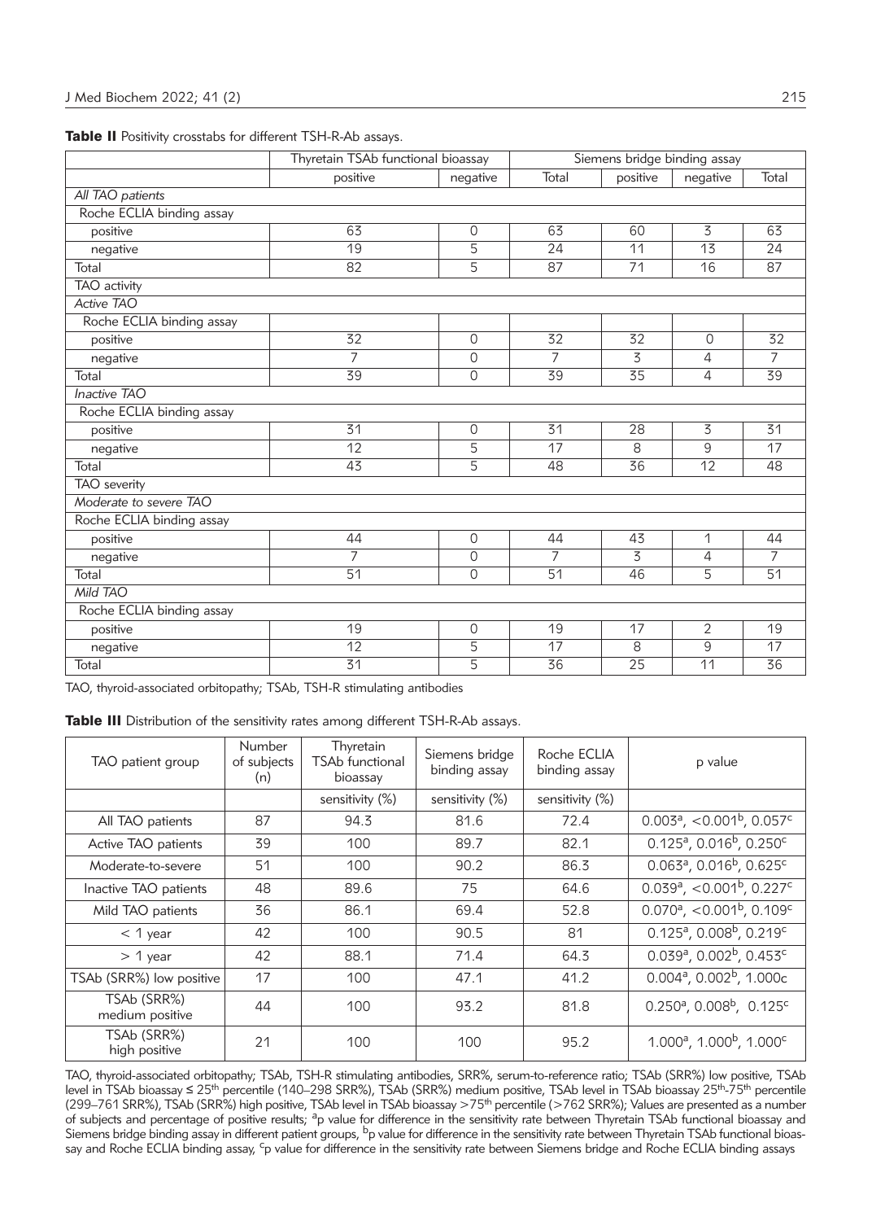**Table II** Positivity crosstabs for different TSH-R-Ab assays.

| | Thyretain TSAb functional bioassay | | | Siemens bridge binding assay | | |
|---|---|---|---|---|---|---|
| | positive | negative | Total | positive | negative | Total |
| *All TAO patients* | | | | | | |
| Roche ECLIA binding assay | | | | | | |
| positive | 63 | 0 | 63 | 60 | 3 | 63 |
| negative | 19 | 5 | 24 | 11 | 13 | 24 |
| Total | 82 | 5 | 87 | 71 | 16 | 87 |
| TAO activity | | | | | | |
| *Active TAO* | | | | | | |
| Roche ECLIA binding assay | | | | | | |
| positive | 32 | 0 | 32 | 32 | 0 | 32 |
| negative | 7 | 0 | 7 | 3 | 4 | 7 |
| Total | 39 | 0 | 39 | 35 | 4 | 39 |
| *Inactive TAO* | | | | | | |
| Roche ECLIA binding assay | | | | | | |
| positive | 31 | 0 | 31 | 28 | 3 | 31 |
| negative | 12 | 5 | 17 | 8 | 9 | 17 |
| Total | 43 | 5 | 48 | 36 | 12 | 48 |
| TAO severity | | | | | | |
| *Moderate to severe TAO* | | | | | | |
| Roche ECLIA binding assay | | | | | | |
| positive | 44 | 0 | 44 | 43 | 1 | 44 |
| negative | 7 | 0 | 7 | 3 | 4 | 7 |
| Total | 51 | 0 | 51 | 46 | 5 | 51 |
| *Mild TAO* | | | | | | |
| Roche ECLIA binding assay | | | | | | |
| positive | 19 | 0 | 19 | 17 | 2 | 19 |
| negative | 12 | 5 | 17 | 8 | 9 | 17 |
| Total | 31 | 5 | 36 | 25 | 11 | 36 |

TAO, thyroid-associated orbitopathy; TSAb, TSH-R stimulating antibodies

**Table III** Distribution of the sensitivity rates among different TSH-R-Ab assays.

| TAO patient group | Number of subjects (n) | Thyretain TSAb functional bioassay | Siemens bridge binding assay | Roche ECLIA binding assay | p value |
|---|---|---|---|---|---|
| | | sensitivity (%) | sensitivity (%) | sensitivity (%) | |
| All TAO patients | 87 | 94.3 | 81.6 | 72.4 | 0.003[a], <0.001[b], 0.057[c] |
| Active TAO patients | 39 | 100 | 89.7 | 82.1 | 0.125[a], 0.016[b], 0.250[c] |
| Moderate-to-severe | 51 | 100 | 90.2 | 86.3 | 0.063[a], 0.016[b], 0.625[c] |
| Inactive TAO patients | 48 | 89.6 | 75 | 64.6 | 0.039[a], <0.001[b], 0.227[c] |
| Mild TAO patients | 36 | 86.1 | 69.4 | 52.8 | 0.070[a], <0.001[b], 0.109[c] |
| < 1 year | 42 | 100 | 90.5 | 81 | 0.125[a], 0.008[b], 0.219[c] |
| > 1 year | 42 | 88.1 | 71.4 | 64.3 | 0.039[a], 0.002[b], 0.453[c] |
| TSAb (SRR%) low positive | 17 | 100 | 47.1 | 41.2 | 0.004[a], 0.002[b], 1.000c |
| TSAb (SRR%) medium positive | 44 | 100 | 93.2 | 81.8 | 0.250[a], 0.008[b], 0.125[c] |
| TSAb (SRR%) high positive | 21 | 100 | 100 | 95.2 | 1.000[a], 1.000[b], 1.000[c] |

TAO, thyroid-associated orbitopathy; TSAb, TSH-R stimulating antibodies, SRR%, serum-to-reference ratio; TSAb (SRR%) low positive, TSAb level in TSAb bioassay ≤ 25th percentile (140–298 SRR%), TSAb (SRR%) medium positive, TSAb level in TSAb bioassay 25th-75th percentile (299–761 SRR%), TSAb (SRR%) high positive, TSAb level in TSAb bioassay >75th percentile (>762 SRR%); Values are presented as a number of subjects and percentage of positive results; [a]p value for difference in the sensitivity rate between Thyretain TSAb functional bioassay and Siemens bridge binding assay in different patient groups, [b]p value for difference in the sensitivity rate between Thyretain TSAb functional bioassay and Roche ECLIA binding assay, [c]p value for difference in the sensitivity rate between Siemens bridge and Roche ECLIA binding assays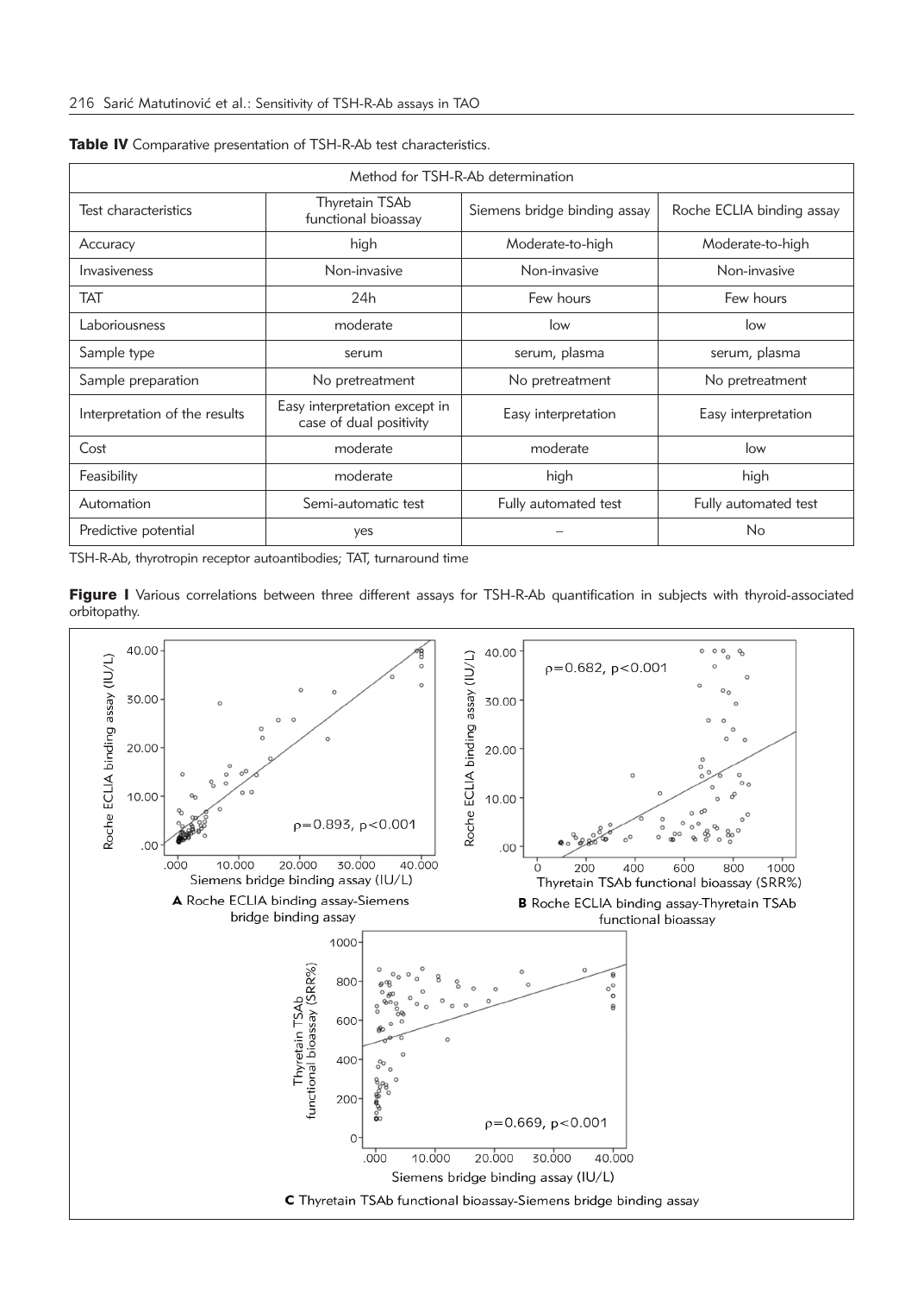**Table IV** Comparative presentation of TSH-R-Ab test characteristics.

| Method for TSH-R-Ab determination | | | |
|---|---|---|---|
| Test characteristics | Thyretain TSAb functional bioassay | Siemens bridge binding assay | Roche ECLIA binding assay |
| Accuracy | high | Moderate-to-high | Moderate-to-high |
| Invasiveness | Non-invasive | Non-invasive | Non-invasive |
| TAT | 24h | Few hours | Few hours |
| Laboriousness | moderate | low | low |
| Sample type | serum | serum, plasma | serum, plasma |
| Sample preparation | No pretreatment | No pretreatment | No pretreatment |
| Interpretation of the results | Easy interpretation except in case of dual positivity | Easy interpretation | Easy interpretation |
| Cost | moderate | moderate | low |
| Feasibility | moderate | high | high |
| Automation | Semi-automatic test | Fully automated test | Fully automated test |
| Predictive potential | yes | – | No |

TSH-R-Ab, thyrotropin receptor autoantibodies; TAT, turnaround time

**Figure 1** Various correlations between three different assays for TSH-R-Ab quantification in subjects with thyroid-associated orbitopathy.

A Roche ECLIA binding assay-Siemens bridge binding assay ($\rho=0.893$, $p<0.001$)

B Roche ECLIA binding assay-Thyretain TSAb functional bioassay ($\rho=0.682$, $p<0.001$)

C Thyretain TSAb functional bioassay-Siemens bridge binding assay ($\rho=0.669$, $p<0.001$)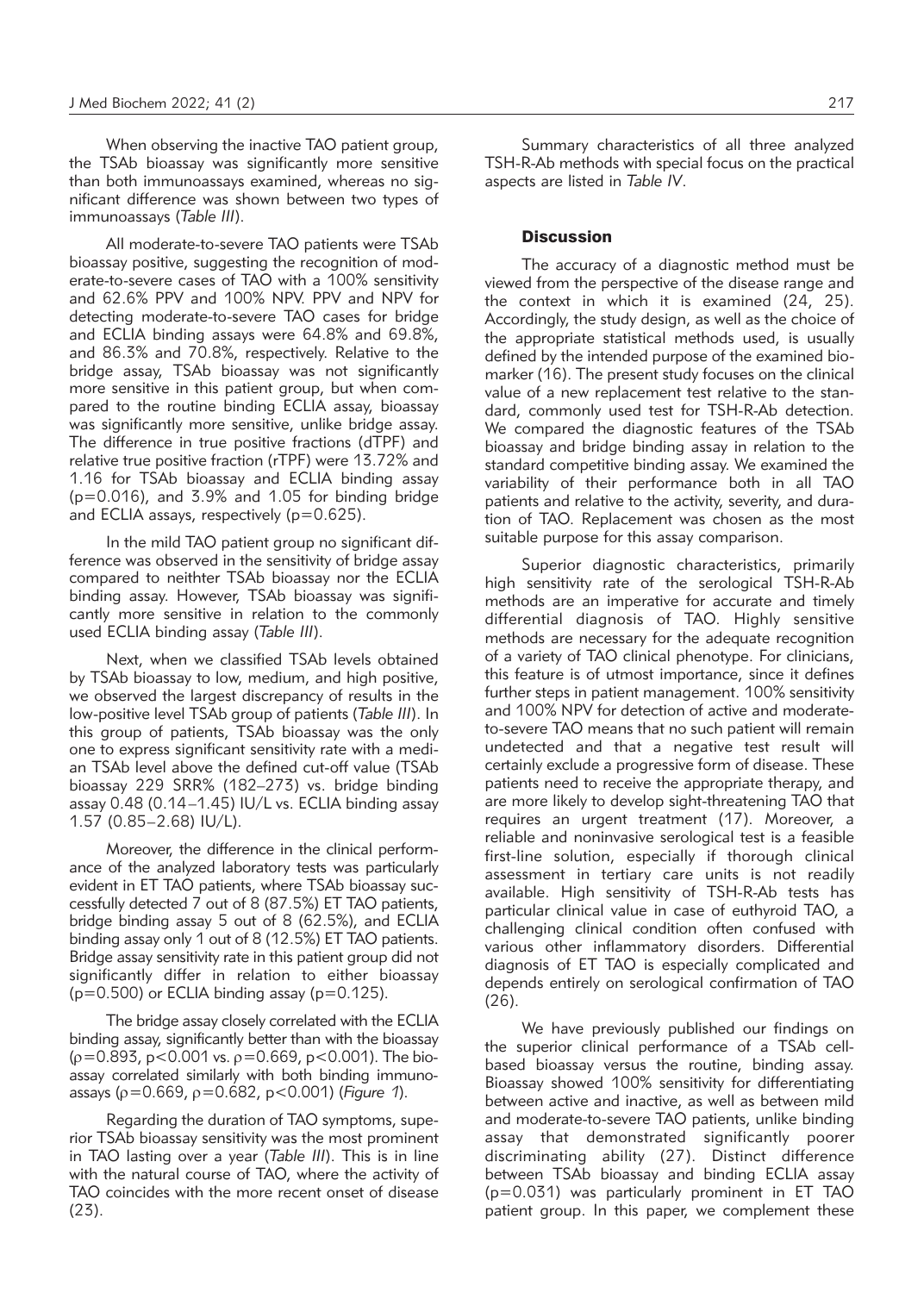When observing the inactive TAO patient group, the TSAb bioassay was significantly more sensitive than both immunoassays examined, whereas no significant difference was shown between two types of immunoassays (*Table III*).

All moderate-to-severe TAO patients were TSAb bioassay positive, suggesting the recognition of moderate-to-severe cases of TAO with a 100% sensitivity and 62.6% PPV and 100% NPV. PPV and NPV for detecting moderate-to-severe TAO cases for bridge and ECLIA binding assays were 64.8% and 69.8%, and 86.3% and 70.8%, respectively. Relative to the bridge assay, TSAb bioassay was not significantly more sensitive in this patient group, but when compared to the routine binding ECLIA assay, bioassay was significantly more sensitive, unlike bridge assay. The difference in true positive fractions (dTPF) and relative true positive fraction (rTPF) were 13.72% and 1.16 for TSAb bioassay and ECLIA binding assay ($p=0.016$), and 3.9% and 1.05 for binding bridge and ECLIA assays, respectively ($p=0.625$).

In the mild TAO patient group no significant difference was observed in the sensitivity of bridge assay compared to neithter TSAb bioassay nor the ECLIA binding assay. However, TSAb bioassay was significantly more sensitive in relation to the commonly used ECLIA binding assay (*Table III*).

Next, when we classified TSAb levels obtained by TSAb bioassay to low, medium, and high positive, we observed the largest discrepancy of results in the low-positive level TSAb group of patients (*Table III*). In this group of patients, TSAb bioassay was the only one to express significant sensitivity rate with a median TSAb level above the defined cut-off value (TSAb bioassay 229 SRR% (182–273) vs. bridge binding assay 0.48 (0.14–1.45) IU/L vs. ECLIA binding assay 1.57 (0.85–2.68) IU/L).

Moreover, the difference in the clinical performance of the analyzed laboratory tests was particularly evident in ET TAO patients, where TSAb bioassay successfully detected 7 out of 8 (87.5%) ET TAO patients, bridge binding assay 5 out of 8 (62.5%), and ECLIA binding assay only 1 out of 8 (12.5%) ET TAO patients. Bridge assay sensitivity rate in this patient group did not significantly differ in relation to either bioassay ($p=0.500$) or ECLIA binding assay ($p=0.125$).

The bridge assay closely correlated with the ECLIA binding assay, significantly better than with the bioassay ($\rho=0.893$, $p<0.001$ vs. $\rho=0.669$, $p<0.001$). The bioassay correlated similarly with both binding immunoassays ($\rho=0.669$, $\rho=0.682$, $p<0.001$) (*Figure 1*).

Regarding the duration of TAO symptoms, superior TSAb bioassay sensitivity was the most prominent in TAO lasting over a year (*Table III*). This is in line with the natural course of TAO, where the activity of TAO coincides with the more recent onset of disease (23).

Summary characteristics of all three analyzed TSH-R-Ab methods with special focus on the practical aspects are listed in *Table IV*.

## Discussion

The accuracy of a diagnostic method must be viewed from the perspective of the disease range and the context in which it is examined (24, 25). Accordingly, the study design, as well as the choice of the appropriate statistical methods used, is usually defined by the intended purpose of the examined biomarker (16). The present study focuses on the clinical value of a new replacement test relative to the standard, commonly used test for TSH-R-Ab detection. We compared the diagnostic features of the TSAb bioassay and bridge binding assay in relation to the standard competitive binding assay. We examined the variability of their performance both in all TAO patients and relative to the activity, severity, and duration of TAO. Replacement was chosen as the most suitable purpose for this assay comparison.

Superior diagnostic characteristics, primarily high sensitivity rate of the serological TSH-R-Ab methods are an imperative for accurate and timely differential diagnosis of TAO. Highly sensitive methods are necessary for the adequate recognition of a variety of TAO clinical phenotype. For clinicians, this feature is of utmost importance, since it defines further steps in patient management. 100% sensitivity and 100% NPV for detection of active and moderate-to-severe TAO means that no such patient will remain undetected and that a negative test result will certainly exclude a progressive form of disease. These patients need to receive the appropriate therapy, and are more likely to develop sight-threatening TAO that requires an urgent treatment (17). Moreover, a reliable and noninvasive serological test is a feasible first-line solution, especially if thorough clinical assessment in tertiary care units is not readily available. High sensitivity of TSH-R-Ab tests has particular clinical value in case of euthyroid TAO, a challenging clinical condition often confused with various other inflammatory disorders. Differential diagnosis of ET TAO is especially complicated and depends entirely on serological confirmation of TAO (26).

We have previously published our findings on the superior clinical performance of a TSAb cell-based bioassay versus the routine, binding assay. Bioassay showed 100% sensitivity for differentiating between active and inactive, as well as between mild and moderate-to-severe TAO patients, unlike binding assay that demonstrated significantly poorer discriminating ability (27). Distinct difference between TSAb bioassay and binding ECLIA assay ($p=0.031$) was particularly prominent in ET TAO patient group. In this paper, we complement these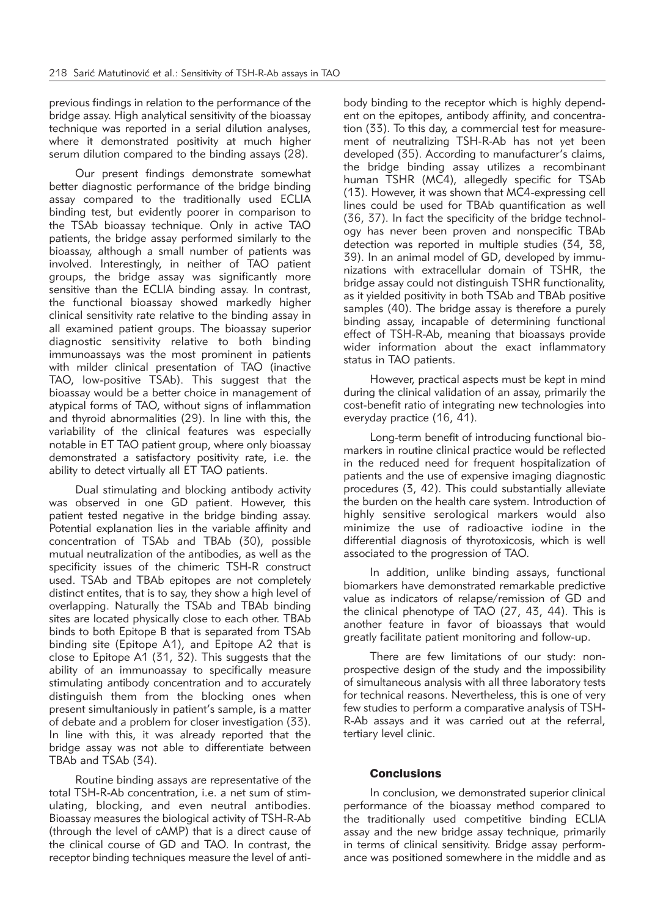previous findings in relation to the performance of the bridge assay. High analytical sensitivity of the bioassay technique was reported in a serial dilution analyses, where it demonstrated positivity at much higher serum dilution compared to the binding assays (28).

Our present findings demonstrate somewhat better diagnostic performance of the bridge binding assay compared to the traditionally used ECLIA binding test, but evidently poorer in comparison to the TSAb bioassay technique. Only in active TAO patients, the bridge assay performed similarly to the bioassay, although a small number of patients was involved. Interestingly, in neither of TAO patient groups, the bridge assay was significantly more sensitive than the ECLIA binding assay. In contrast, the functional bioassay showed markedly higher clinical sensitivity rate relative to the binding assay in all examined patient groups. The bioassay superior diagnostic sensitivity relative to both binding immunoassays was the most prominent in patients with milder clinical presentation of TAO (inactive TAO, low-positive TSAb). This suggest that the bioassay would be a better choice in management of atypical forms of TAO, without signs of inflammation and thyroid abnormalities (29). In line with this, the variability of the clinical features was especially notable in ET TAO patient group, where only bioassay demonstrated a satisfactory positivity rate, i.e. the ability to detect virtually all ET TAO patients.

Dual stimulating and blocking antibody activity was observed in one GD patient. However, this patient tested negative in the bridge binding assay. Potential explanation lies in the variable affinity and concentration of TSAb and TBAb (30), possible mutual neutralization of the antibodies, as well as the specificity issues of the chimeric TSH-R construct used. TSAb and TBAb epitopes are not completely distinct entites, that is to say, they show a high level of overlapping. Naturally the TSAb and TBAb binding sites are located physically close to each other. TBAb binds to both Epitope B that is separated from TSAb binding site (Epitope A1), and Epitope A2 that is close to Epitope A1 (31, 32). This suggests that the ability of an immunoassay to specifically measure stimulating antibody concentration and to accurately distinguish them from the blocking ones when present simultaniously in patient's sample, is a matter of debate and a problem for closer investigation (33). In line with this, it was already reported that the bridge assay was not able to differentiate between TBAb and TSAb (34).

Routine binding assays are representative of the total TSH-R-Ab concentration, i.e. a net sum of stimulating, blocking, and even neutral antibodies. Bioassay measures the biological activity of TSH-R-Ab (through the level of cAMP) that is a direct cause of the clinical course of GD and TAO. In contrast, the receptor binding techniques measure the level of antibody binding to the receptor which is highly dependent on the epitopes, antibody affinity, and concentration (33). To this day, a commercial test for measurement of neutralizing TSH-R-Ab has not yet been developed (35). According to manufacturer's claims, the bridge binding assay utilizes a recombinant human TSHR (MC4), allegedly specific for TSAb (13). However, it was shown that MC4-expressing cell lines could be used for TBAb quantification as well (36, 37). In fact the specificity of the bridge technology has never been proven and nonspecific TBAb detection was reported in multiple studies (34, 38, 39). In an animal model of GD, developed by immunizations with extracellular domain of TSHR, the bridge assay could not distinguish TSHR functionality, as it yielded positivity in both TSAb and TBAb positive samples (40). The bridge assay is therefore a purely binding assay, incapable of determining functional effect of TSH-R-Ab, meaning that bioassays provide wider information about the exact inflammatory status in TAO patients.

However, practical aspects must be kept in mind during the clinical validation of an assay, primarily the cost-benefit ratio of integrating new technologies into everyday practice (16, 41).

Long-term benefit of introducing functional biomarkers in routine clinical practice would be reflected in the reduced need for frequent hospitalization of patients and the use of expensive imaging diagnostic procedures (3, 42). This could substantially alleviate the burden on the health care system. Introduction of highly sensitive serological markers would also minimize the use of radioactive iodine in the differential diagnosis of thyrotoxicosis, which is well associated to the progression of TAO.

In addition, unlike binding assays, functional biomarkers have demonstrated remarkable predictive value as indicators of relapse/remission of GD and the clinical phenotype of TAO (27, 43, 44). This is another feature in favor of bioassays that would greatly facilitate patient monitoring and follow-up.

There are few limitations of our study: non-prospective design of the study and the impossibility of simultaneous analysis with all three laboratory tests for technical reasons. Nevertheless, this is one of very few studies to perform a comparative analysis of TSH-R-Ab assays and it was carried out at the referral, tertiary level clinic.

## Conclusions

In conclusion, we demonstrated superior clinical performance of the bioassay method compared to the traditionally used competitive binding ECLIA assay and the new bridge assay technique, primarily in terms of clinical sensitivity. Bridge assay performance was positioned somewhere in the middle and as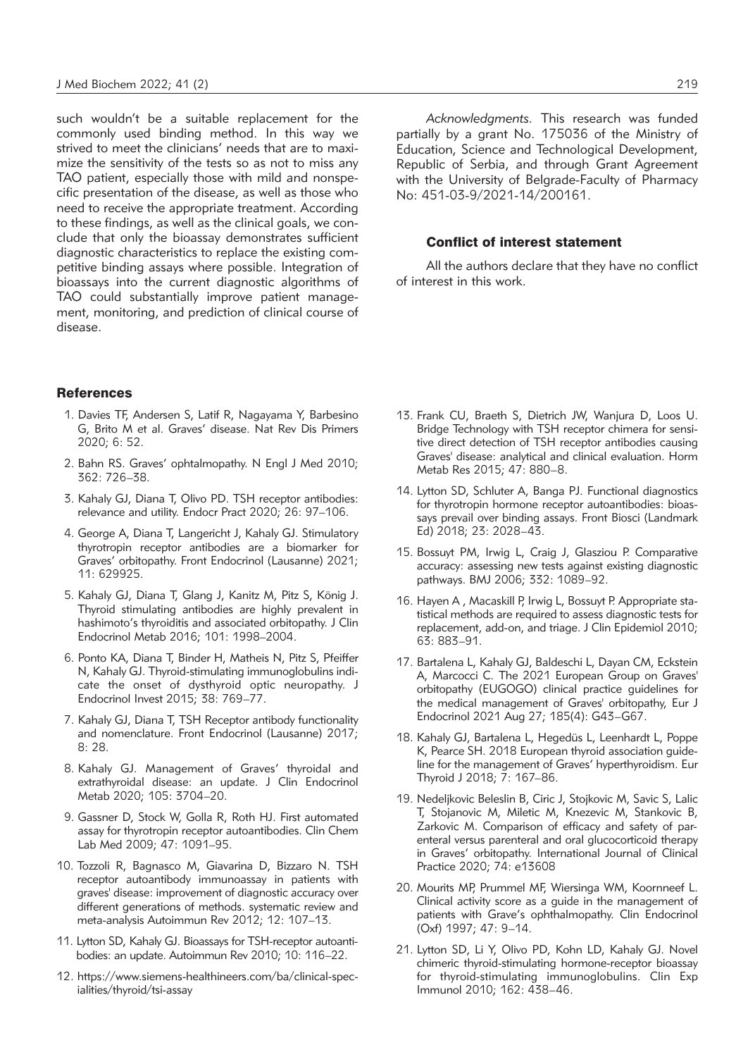such wouldn't be a suitable replacement for the commonly used binding method. In this way we strived to meet the clinicians' needs that are to maximize the sensitivity of the tests so as not to miss any TAO patient, especially those with mild and nonspecific presentation of the disease, as well as those who need to receive the appropriate treatment. According to these findings, as well as the clinical goals, we conclude that only the bioassay demonstrates sufficient diagnostic characteristics to replace the existing competitive binding assays where possible. Integration of bioassays into the current diagnostic algorithms of TAO could substantially improve patient management, monitoring, and prediction of clinical course of disease.

*Acknowledgments*. This research was funded partially by a grant No. 175036 of the Ministry of Education, Science and Technological Development, Republic of Serbia, and through Grant Agreement with the University of Belgrade-Faculty of Pharmacy No: 451-03-9/2021-14/200161.

## Conflict of interest statement

All the authors declare that they have no conflict of interest in this work.

## References

1. Davies TF, Andersen S, Latif R, Nagayama Y, Barbesino G, Brito M et al. Graves' disease. Nat Rev Dis Primers 2020; 6: 52.
2. Bahn RS. Graves' ophtalmopathy. N Engl J Med 2010; 362: 726–38.
3. Kahaly GJ, Diana T, Olivo PD. TSH receptor antibodies: relevance and utility. Endocr Pract 2020; 26: 97–106.
4. George A, Diana T, Langericht J, Kahaly GJ. Stimulatory thyrotropin receptor antibodies are a biomarker for Graves' orbitopathy. Front Endocrinol (Lausanne) 2021; 11: 629925.
5. Kahaly GJ, Diana T, Glang J, Kanitz M, Pitz S, König J. Thyroid stimulating antibodies are highly prevalent in hashimoto's thyroiditis and associated orbitopathy. J Clin Endocrinol Metab 2016; 101: 1998–2004.
6. Ponto KA, Diana T, Binder H, Matheis N, Pitz S, Pfeiffer N, Kahaly GJ. Thyroid-stimulating immunoglobulins indicate the onset of dysthyroid optic neuropathy. J Endocrinol Invest 2015; 38: 769–77.
7. Kahaly GJ, Diana T, TSH Receptor antibody functionality and nomenclature. Front Endocrinol (Lausanne) 2017; 8: 28.
8. Kahaly GJ. Management of Graves' thyroidal and extrathyroidal disease: an update. J Clin Endocrinol Metab 2020; 105: 3704–20.
9. Gassner D, Stock W, Golla R, Roth HJ. First automated assay for thyrotropin receptor autoantibodies. Clin Chem Lab Med 2009; 47: 1091–95.
10. Tozzoli R, Bagnasco M, Giavarina D, Bizzaro N. TSH receptor autoantibody immunoassay in patients with graves' disease: improvement of diagnostic accuracy over different generations of methods. systematic review and meta-analysis Autoimmun Rev 2012; 12: 107–13.
11. Lytton SD, Kahaly GJ. Bioassays for TSH-receptor autoantibodies: an update. Autoimmun Rev 2010; 10: 116–22.
12. https://www.siemens-healthineers.com/ba/clinical-specialities/thyroid/tsi-assay
13. Frank CU, Braeth S, Dietrich JW, Wanjura D, Loos U. Bridge Technology with TSH receptor chimera for sensitive direct detection of TSH receptor antibodies causing Graves' disease: analytical and clinical evaluation. Horm Metab Res 2015; 47: 880–8.
14. Lytton SD, Schluter A, Banga PJ. Functional diagnostics for thyrotropin hormone receptor autoantibodies: bioassays prevail over binding assays. Front Biosci (Landmark Ed) 2018; 23: 2028–43.
15. Bossuyt PM, Irwig L, Craig J, Glasziou P. Comparative accuracy: assessing new tests against existing diagnostic pathways. BMJ 2006; 332: 1089–92.
16. Hayen A , Macaskill P, Irwig L, Bossuyt P. Appropriate statistical methods are required to assess diagnostic tests for replacement, add-on, and triage. J Clin Epidemiol 2010; 63: 883–91.
17. Bartalena L, Kahaly GJ, Baldeschi L, Dayan CM, Eckstein A, Marcocci C. The 2021 European Group on Graves' orbitopathy (EUGOGO) clinical practice guidelines for the medical management of Graves' orbitopathy, Eur J Endocrinol 2021 Aug 27; 185(4): G43–G67.
18. Kahaly GJ, Bartalena L, Hegedüs L, Leenhardt L, Poppe K, Pearce SH. 2018 European thyroid association guideline for the management of Graves' hyperthyroidism. Eur Thyroid J 2018; 7: 167–86.
19. Nedeljkovic Beleslin B, Ciric J, Stojkovic M, Savic S, Lalic T, Stojanovic M, Miletic M, Knezevic M, Stankovic B, Zarkovic M. Comparison of efficacy and safety of parenteral versus parenteral and oral glucocorticoid therapy in Graves' orbitopathy. International Journal of Clinical Practice 2020; 74: e13608
20. Mourits MP, Prummel MF, Wiersinga WM, Koornneef L. Clinical activity score as a guide in the management of patients with Grave's ophthalmopathy. Clin Endocrinol (Oxf) 1997; 47: 9–14.
21. Lytton SD, Li Y, Olivo PD, Kohn LD, Kahaly GJ. Novel chimeric thyroid-stimulating hormone-receptor bioassay for thyroid-stimulating immunoglobulins. Clin Exp Immunol 2010; 162: 438–46.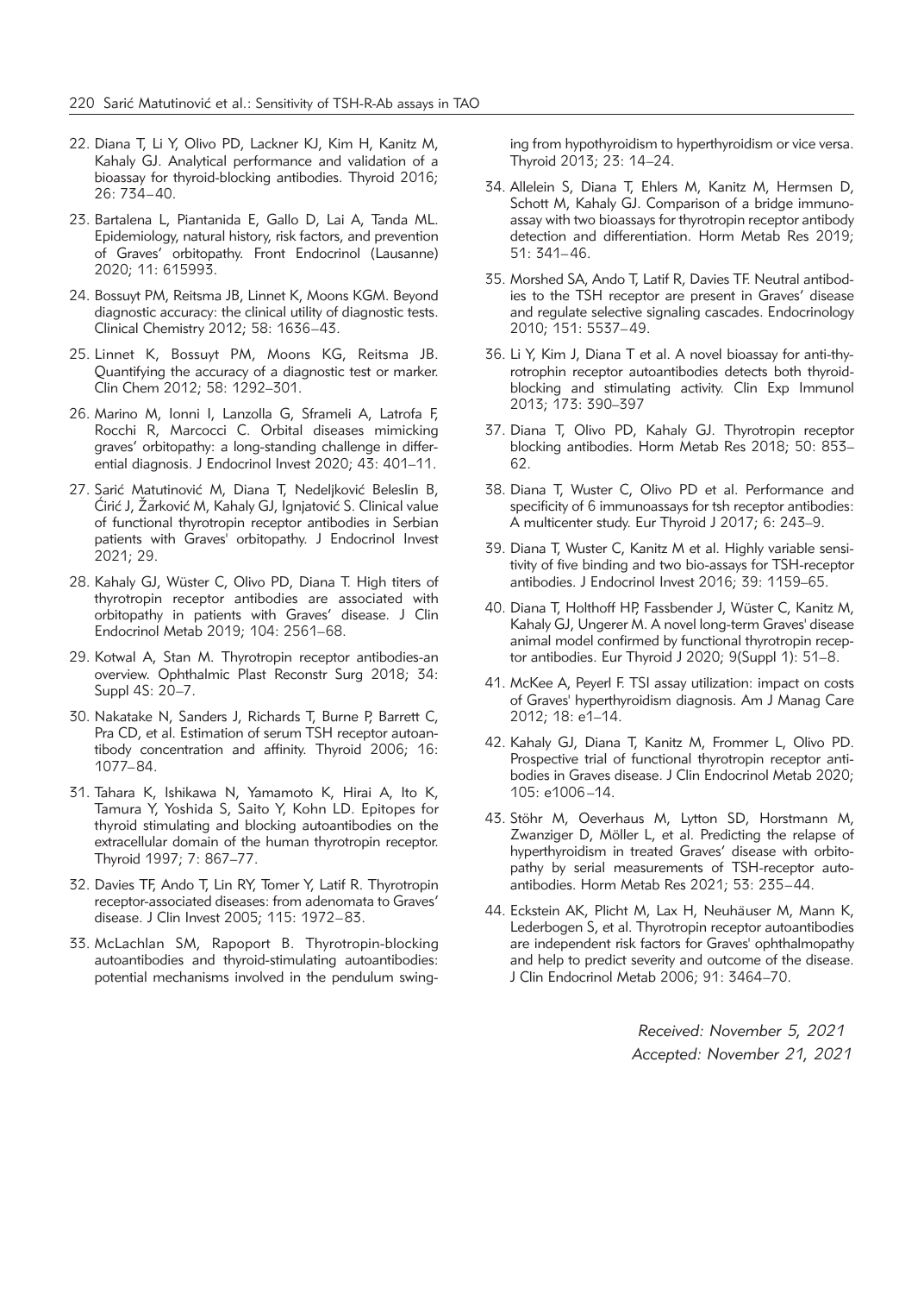22. Diana T, Li Y, Olivo PD, Lackner KJ, Kim H, Kanitz M, Kahaly GJ. Analytical performance and validation of a bioassay for thyroid-blocking antibodies. Thyroid 2016; 26: 734–40.

23. Bartalena L, Piantanida E, Gallo D, Lai A, Tanda ML. Epidemiology, natural history, risk factors, and prevention of Graves' orbitopathy. Front Endocrinol (Lausanne) 2020; 11: 615993.

24. Bossuyt PM, Reitsma JB, Linnet K, Moons KGM. Beyond diagnostic accuracy: the clinical utility of diagnostic tests. Clinical Chemistry 2012; 58: 1636–43.

25. Linnet K, Bossuyt PM, Moons KG, Reitsma JB. Quantifying the accuracy of a diagnostic test or marker. Clin Chem 2012; 58: 1292–301.

26. Marino M, Ionni I, Lanzolla G, Sframeli A, Latrofa F, Rocchi R, Marcocci C. Orbital diseases mimicking graves' orbitopathy: a long-standing challenge in differential diagnosis. J Endocrinol Invest 2020; 43: 401–11.

27. Šarić Matutinović M, Diana T, Nedeljković Beleslin B, Ćirić J, Žarković M, Kahaly GJ, Ignjatović S. Clinical value of functional thyrotropin receptor antibodies in Serbian patients with Graves' orbitopathy. J Endocrinol Invest 2021; 29.

28. Kahaly GJ, Wüster C, Olivo PD, Diana T. High titers of thyrotropin receptor antibodies are associated with orbitopathy in patients with Graves' disease. J Clin Endocrinol Metab 2019; 104: 2561–68.

29. Kotwal A, Stan M. Thyrotropin receptor antibodies-an overview. Ophthalmic Plast Reconstr Surg 2018; 34: Suppl 4S: 20–7.

30. Nakatake N, Sanders J, Richards T, Burne P, Barrett C, Pra CD, et al. Estimation of serum TSH receptor autoantibody concentration and affinity. Thyroid 2006; 16: 1077–84.

31. Tahara K, Ishikawa N, Yamamoto K, Hirai A, Ito K, Tamura Y, Yoshida S, Saito Y, Kohn LD. Epitopes for thyroid stimulating and blocking autoantibodies on the extracellular domain of the human thyrotropin receptor. Thyroid 1997; 7: 867–77.

32. Davies TF, Ando T, Lin RY, Tomer Y, Latif R. Thyrotropin receptor-associated diseases: from adenomata to Graves' disease. J Clin Invest 2005; 115: 1972–83.

33. McLachlan SM, Rapoport B. Thyrotropin-blocking autoantibodies and thyroid-stimulating autoantibodies: potential mechanisms involved in the pendulum swinging from hypothyroidism to hyperthyroidism or vice versa. Thyroid 2013; 23: 14–24.

34. Allelein S, Diana T, Ehlers M, Kanitz M, Hermsen D, Schott M, Kahaly GJ. Comparison of a bridge immunoassay with two bioassays for thyrotropin receptor antibody detection and differentiation. Horm Metab Res 2019; 51: 341–46.

35. Morshed SA, Ando T, Latif R, Davies TF. Neutral antibodies to the TSH receptor are present in Graves' disease and regulate selective signaling cascades. Endocrinology 2010; 151: 5537–49.

36. Li Y, Kim J, Diana T et al. A novel bioassay for anti-thyrotrophin receptor autoantibodies detects both thyroid-blocking and stimulating activity. Clin Exp Immunol 2013; 173: 390–397

37. Diana T, Olivo PD, Kahaly GJ. Thyrotropin receptor blocking antibodies. Horm Metab Res 2018; 50: 853–62.

38. Diana T, Wuster C, Olivo PD et al. Performance and specificity of 6 immunoassays for tsh receptor antibodies: A multicenter study. Eur Thyroid J 2017; 6: 243–9.

39. Diana T, Wuster C, Kanitz M et al. Highly variable sensitivity of five binding and two bio-assays for TSH-receptor antibodies. J Endocrinol Invest 2016; 39: 1159–65.

40. Diana T, Holthoff HP, Fassbender J, Wüster C, Kanitz M, Kahaly GJ, Ungerer M. A novel long-term Graves' disease animal model confirmed by functional thyrotropin receptor antibodies. Eur Thyroid J 2020; 9(Suppl 1): 51–8.

41. McKee A, Peyerl F. TSI assay utilization: impact on costs of Graves' hyperthyroidism diagnosis. Am J Manag Care 2012; 18: e1–14.

42. Kahaly GJ, Diana T, Kanitz M, Frommer L, Olivo PD. Prospective trial of functional thyrotropin receptor antibodies in Graves disease. J Clin Endocrinol Metab 2020; 105: e1006–14.

43. Stöhr M, Oeverhaus M, Lytton SD, Horstmann M, Zwanziger D, Möller L, et al. Predicting the relapse of hyperthyroidism in treated Graves' disease with orbitopathy by serial measurements of TSH-receptor autoantibodies. Horm Metab Res 2021; 53: 235–44.

44. Eckstein AK, Plicht M, Lax H, Neuhäuser M, Mann K, Lederbogen S, et al. Thyrotropin receptor autoantibodies are independent risk factors for Graves' ophthalmopathy and help to predict severity and outcome of the disease. J Clin Endocrinol Metab 2006; 91: 3464–70.

*Received: November 5, 2021*
*Accepted: November 21, 2021*